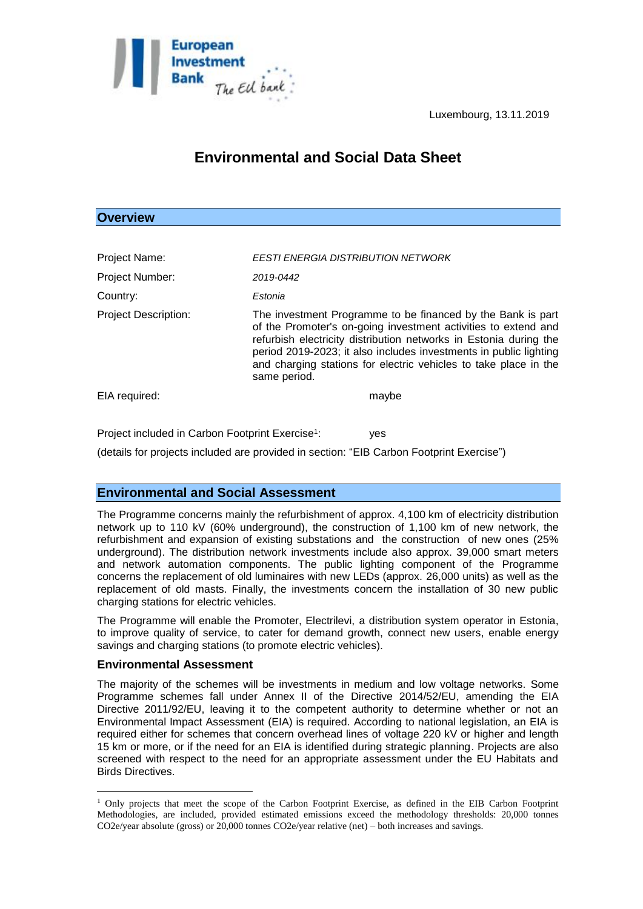Luxembourg, 13.11.2019

# Environmental and Social Data Sheet

## Overview

| | |
|---|---|
| Project Name: | *EESTI ENERGIA DISTRIBUTION NETWORK* |
| Project Number: | *2019-0442* |
| Country: | *Estonia* |
| Project Description: | The investment Programme to be financed by the Bank is part of the Promoter's on-going investment activities to extend and refurbish electricity distribution networks in Estonia during the period 2019-2023; it also includes investments in public lighting and charging stations for electric vehicles to take place in the same period. |
| EIA required: | maybe |

Project included in Carbon Footprint Exercise[1]: yes

(details for projects included are provided in section: "EIB Carbon Footprint Exercise")

## Environmental and Social Assessment

The Programme concerns mainly the refurbishment of approx. 4,100 km of electricity distribution network up to 110 kV (60% underground), the construction of 1,100 km of new network, the refurbishment and expansion of existing substations and the construction of new ones (25% underground). The distribution network investments include also approx. 39,000 smart meters and network automation components. The public lighting component of the Programme concerns the replacement of old luminaires with new LEDs (approx. 26,000 units) as well as the replacement of old masts. Finally, the investments concern the installation of 30 new public charging stations for electric vehicles.

The Programme will enable the Promoter, Electrilevi, a distribution system operator in Estonia, to improve quality of service, to cater for demand growth, connect new users, enable energy savings and charging stations (to promote electric vehicles).

### Environmental Assessment

The majority of the schemes will be investments in medium and low voltage networks. Some Programme schemes fall under Annex II of the Directive 2014/52/EU, amending the EIA Directive 2011/92/EU, leaving it to the competent authority to determine whether or not an Environmental Impact Assessment (EIA) is required. According to national legislation, an EIA is required either for schemes that concern overhead lines of voltage 220 kV or higher and length 15 km or more, or if the need for an EIA is identified during strategic planning. Projects are also screened with respect to the need for an appropriate assessment under the EU Habitats and Birds Directives.

---

[1] Only projects that meet the scope of the Carbon Footprint Exercise, as defined in the EIB Carbon Footprint Methodologies, are included, provided estimated emissions exceed the methodology thresholds: 20,000 tonnes $CO_2e$/year absolute (gross) or 20,000 tonnes $CO_2e$/year relative (net) – both increases and savings.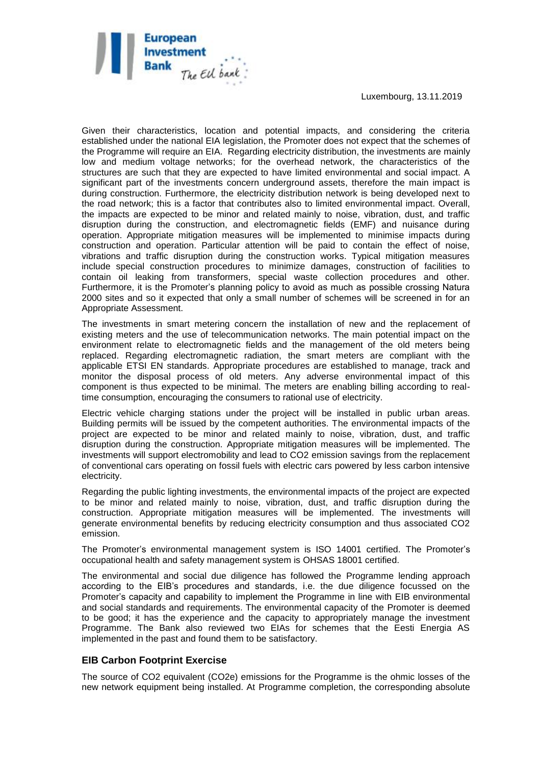Luxembourg, 13.11.2019

Given their characteristics, location and potential impacts, and considering the criteria established under the national EIA legislation, the Promoter does not expect that the schemes of the Programme will require an EIA. Regarding electricity distribution, the investments are mainly low and medium voltage networks; for the overhead network, the characteristics of the structures are such that they are expected to have limited environmental and social impact. A significant part of the investments concern underground assets, therefore the main impact is during construction. Furthermore, the electricity distribution network is being developed next to the road network; this is a factor that contributes also to limited environmental impact. Overall, the impacts are expected to be minor and related mainly to noise, vibration, dust, and traffic disruption during the construction, and electromagnetic fields (EMF) and nuisance during operation. Appropriate mitigation measures will be implemented to minimise impacts during construction and operation. Particular attention will be paid to contain the effect of noise, vibrations and traffic disruption during the construction works. Typical mitigation measures include special construction procedures to minimize damages, construction of facilities to contain oil leaking from transformers, special waste collection procedures and other. Furthermore, it is the Promoter's planning policy to avoid as much as possible crossing Natura 2000 sites and so it expected that only a small number of schemes will be screened in for an Appropriate Assessment.

The investments in smart metering concern the installation of new and the replacement of existing meters and the use of telecommunication networks. The main potential impact on the environment relate to electromagnetic fields and the management of the old meters being replaced. Regarding electromagnetic radiation, the smart meters are compliant with the applicable ETSI EN standards. Appropriate procedures are established to manage, track and monitor the disposal process of old meters. Any adverse environmental impact of this component is thus expected to be minimal. The meters are enabling billing according to real-time consumption, encouraging the consumers to rational use of electricity.

Electric vehicle charging stations under the project will be installed in public urban areas. Building permits will be issued by the competent authorities. The environmental impacts of the project are expected to be minor and related mainly to noise, vibration, dust, and traffic disruption during the construction. Appropriate mitigation measures will be implemented. The investments will support electromobility and lead to $CO_2$ emission savings from the replacement of conventional cars operating on fossil fuels with electric cars powered by less carbon intensive electricity.

Regarding the public lighting investments, the environmental impacts of the project are expected to be minor and related mainly to noise, vibration, dust, and traffic disruption during the construction. Appropriate mitigation measures will be implemented. The investments will generate environmental benefits by reducing electricity consumption and thus associated $CO_2$ emission.

The Promoter's environmental management system is ISO 14001 certified. The Promoter's occupational health and safety management system is OHSAS 18001 certified.

The environmental and social due diligence has followed the Programme lending approach according to the EIB's procedures and standards, i.e. the due diligence focussed on the Promoter's capacity and capability to implement the Programme in line with EIB environmental and social standards and requirements. The environmental capacity of the Promoter is deemed to be good; it has the experience and the capacity to appropriately manage the investment Programme. The Bank also reviewed two EIAs for schemes that the Eesti Energia AS implemented in the past and found them to be satisfactory.

## EIB Carbon Footprint Exercise

The source of $CO_2$ equivalent ($CO_2e$) emissions for the Programme is the ohmic losses of the new network equipment being installed. At Programme completion, the corresponding absolute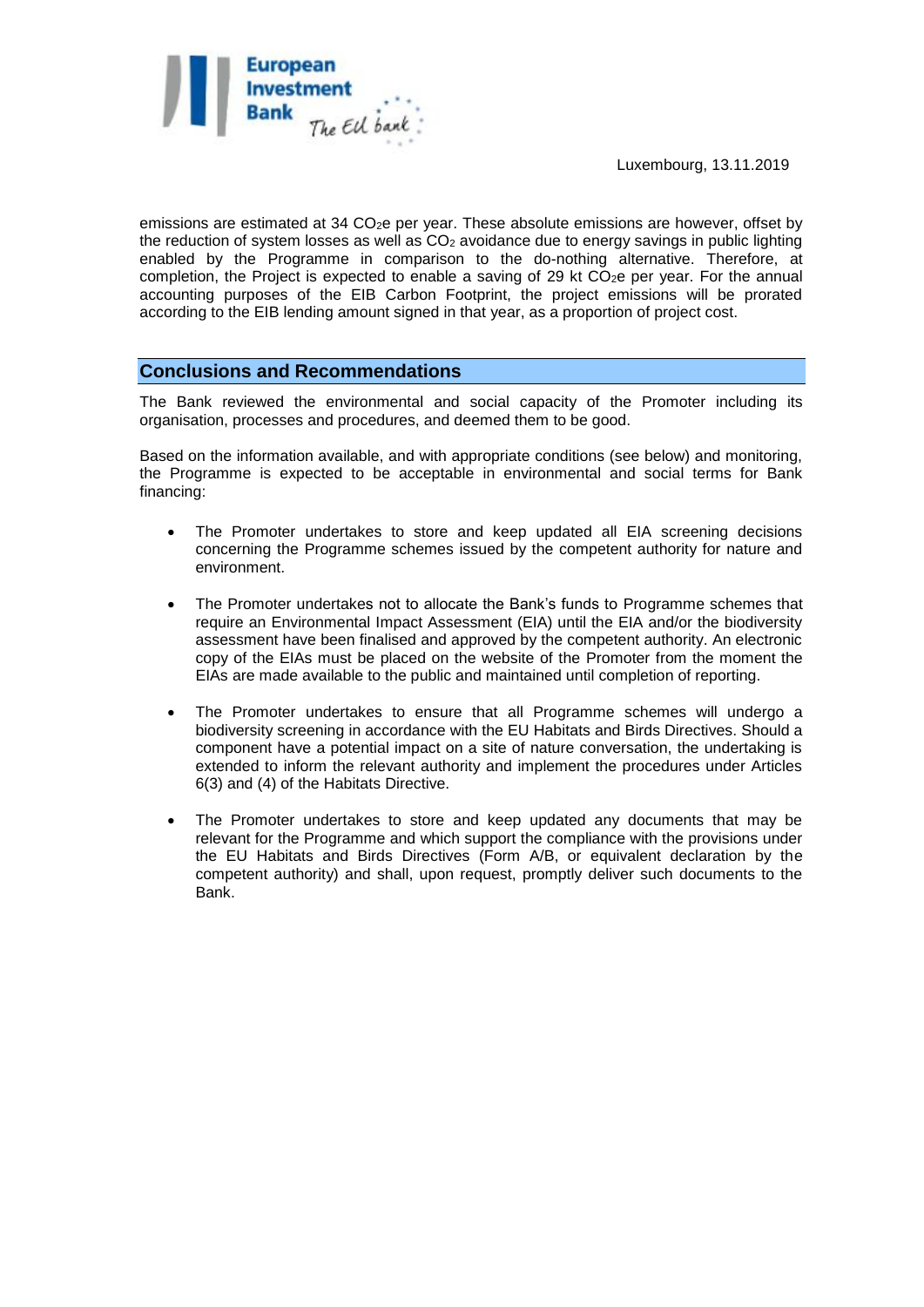emissions are estimated at 34 $CO_2e$ per year. These absolute emissions are however, offset by the reduction of system losses as well as $CO_2$ avoidance due to energy savings in public lighting enabled by the Programme in comparison to the do-nothing alternative. Therefore, at completion, the Project is expected to enable a saving of 29 kt $CO_2e$ per year. For the annual accounting purposes of the EIB Carbon Footprint, the project emissions will be prorated according to the EIB lending amount signed in that year, as a proportion of project cost.

## Conclusions and Recommendations

The Bank reviewed the environmental and social capacity of the Promoter including its organisation, processes and procedures, and deemed them to be good.

Based on the information available, and with appropriate conditions (see below) and monitoring, the Programme is expected to be acceptable in environmental and social terms for Bank financing:

- The Promoter undertakes to store and keep updated all EIA screening decisions concerning the Programme schemes issued by the competent authority for nature and environment.
- The Promoter undertakes not to allocate the Bank's funds to Programme schemes that require an Environmental Impact Assessment (EIA) until the EIA and/or the biodiversity assessment have been finalised and approved by the competent authority. An electronic copy of the EIAs must be placed on the website of the Promoter from the moment the EIAs are made available to the public and maintained until completion of reporting.
- The Promoter undertakes to ensure that all Programme schemes will undergo a biodiversity screening in accordance with the EU Habitats and Birds Directives. Should a component have a potential impact on a site of nature conversation, the undertaking is extended to inform the relevant authority and implement the procedures under Articles 6(3) and (4) of the Habitats Directive.
- The Promoter undertakes to store and keep updated any documents that may be relevant for the Programme and which support the compliance with the provisions under the EU Habitats and Birds Directives (Form A/B, or equivalent declaration by the competent authority) and shall, upon request, promptly deliver such documents to the Bank.